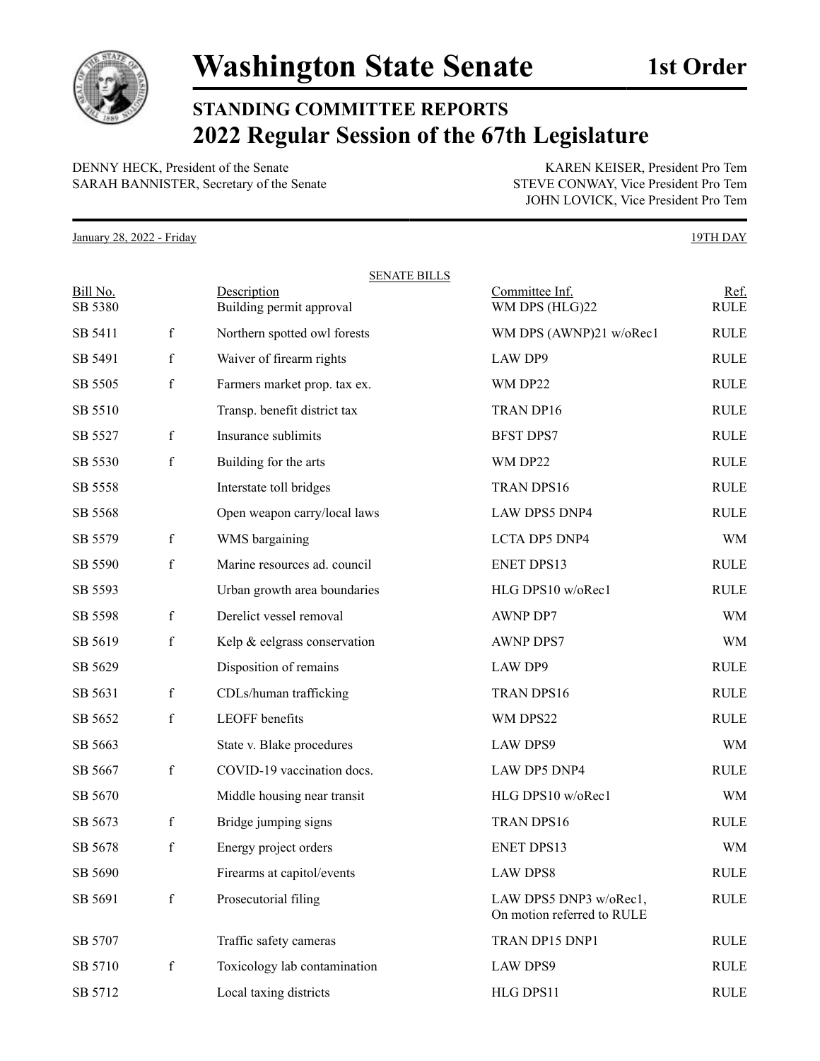# Washington State Senate

**1st Order**

## STANDING COMMITTEE REPORTS
## 2022 Regular Session of the 67th Legislature

DENNY HECK, President of the Senate
SARAH BANNISTER, Secretary of the Senate

KAREN KEISER, President Pro Tem
STEVE CONWAY, Vice President Pro Tem
JOHN LOVICK, Vice President Pro Tem

January 28, 2022 - Friday

19TH DAY

SENATE BILLS

| Bill No. | | Description | Committee Inf. | Ref. |
|---|---|---|---|---|
| SB 5380 | | Building permit approval | WM DPS (HLG)22 | RULE |
| SB 5411 | f | Northern spotted owl forests | WM DPS (AWNP)21 w/oRec1 | RULE |
| SB 5491 | f | Waiver of firearm rights | LAW DP9 | RULE |
| SB 5505 | f | Farmers market prop. tax ex. | WM DP22 | RULE |
| SB 5510 | | Transp. benefit district tax | TRAN DP16 | RULE |
| SB 5527 | f | Insurance sublimits | BFST DPS7 | RULE |
| SB 5530 | f | Building for the arts | WM DP22 | RULE |
| SB 5558 | | Interstate toll bridges | TRAN DPS16 | RULE |
| SB 5568 | | Open weapon carry/local laws | LAW DPS5 DNP4 | RULE |
| SB 5579 | f | WMS bargaining | LCTA DP5 DNP4 | WM |
| SB 5590 | f | Marine resources ad. council | ENET DPS13 | RULE |
| SB 5593 | | Urban growth area boundaries | HLG DPS10 w/oRec1 | RULE |
| SB 5598 | f | Derelict vessel removal | AWNP DP7 | WM |
| SB 5619 | f | Kelp & eelgrass conservation | AWNP DPS7 | WM |
| SB 5629 | | Disposition of remains | LAW DP9 | RULE |
| SB 5631 | f | CDLs/human trafficking | TRAN DPS16 | RULE |
| SB 5652 | f | LEOFF benefits | WM DPS22 | RULE |
| SB 5663 | | State v. Blake procedures | LAW DPS9 | WM |
| SB 5667 | f | COVID-19 vaccination docs. | LAW DP5 DNP4 | RULE |
| SB 5670 | | Middle housing near transit | HLG DPS10 w/oRec1 | WM |
| SB 5673 | f | Bridge jumping signs | TRAN DPS16 | RULE |
| SB 5678 | f | Energy project orders | ENET DPS13 | WM |
| SB 5690 | | Firearms at capitol/events | LAW DPS8 | RULE |
| SB 5691 | f | Prosecutorial filing | LAW DPS5 DNP3 w/oRec1, On motion referred to RULE | RULE |
| SB 5707 | | Traffic safety cameras | TRAN DP15 DNP1 | RULE |
| SB 5710 | f | Toxicology lab contamination | LAW DPS9 | RULE |
| SB 5712 | | Local taxing districts | HLG DPS11 | RULE |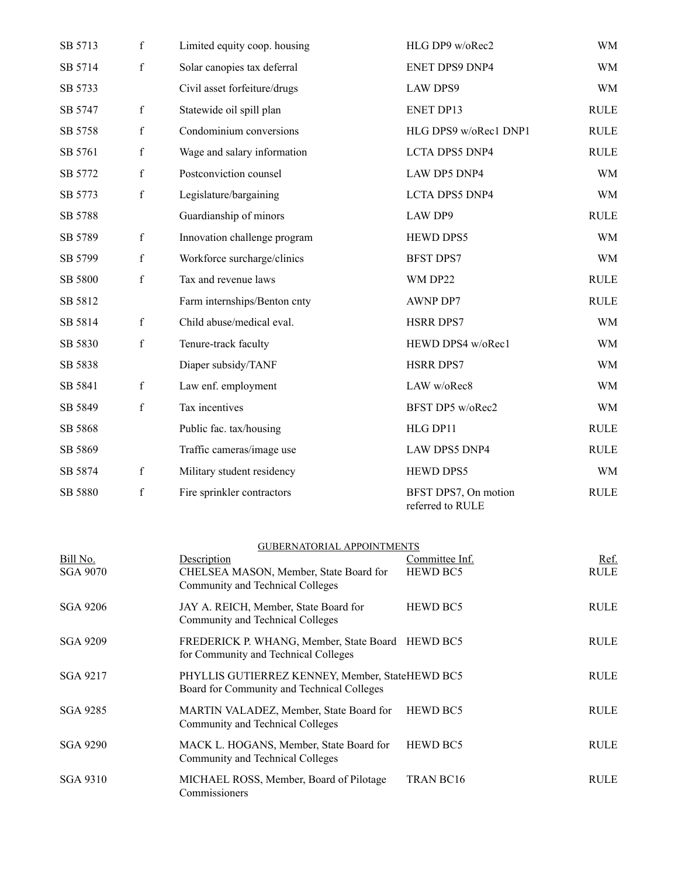| | | | | |
|---|---|---|---|---|
| SB 5713 | f | Limited equity coop. housing | HLG DP9 w/oRec2 | WM |
| SB 5714 | f | Solar canopies tax deferral | ENET DPS9 DNP4 | WM |
| SB 5733 | | Civil asset forfeiture/drugs | LAW DPS9 | WM |
| SB 5747 | f | Statewide oil spill plan | ENET DP13 | RULE |
| SB 5758 | f | Condominium conversions | HLG DPS9 w/oRec1 DNP1 | RULE |
| SB 5761 | f | Wage and salary information | LCTA DPS5 DNP4 | RULE |
| SB 5772 | f | Postconviction counsel | LAW DP5 DNP4 | WM |
| SB 5773 | f | Legislature/bargaining | LCTA DPS5 DNP4 | WM |
| SB 5788 | | Guardianship of minors | LAW DP9 | RULE |
| SB 5789 | f | Innovation challenge program | HEWD DPS5 | WM |
| SB 5799 | f | Workforce surcharge/clinics | BFST DPS7 | WM |
| SB 5800 | f | Tax and revenue laws | WM DP22 | RULE |
| SB 5812 | | Farm internships/Benton cnty | AWNP DP7 | RULE |
| SB 5814 | f | Child abuse/medical eval. | HSRR DPS7 | WM |
| SB 5830 | f | Tenure-track faculty | HEWD DPS4 w/oRec1 | WM |
| SB 5838 | | Diaper subsidy/TANF | HSRR DPS7 | WM |
| SB 5841 | f | Law enf. employment | LAW w/oRec8 | WM |
| SB 5849 | f | Tax incentives | BFST DP5 w/oRec2 | WM |
| SB 5868 | | Public fac. tax/housing | HLG DP11 | RULE |
| SB 5869 | | Traffic cameras/image use | LAW DPS5 DNP4 | RULE |
| SB 5874 | f | Military student residency | HEWD DPS5 | WM |
| SB 5880 | f | Fire sprinkler contractors | BFST DPS7, On motion referred to RULE | RULE |

GUBERNATORIAL APPOINTMENTS

| Bill No. | Description | Committee Inf. | Ref. |
|---|---|---|---|
| SGA 9070 | CHELSEA MASON, Member, State Board for Community and Technical Colleges | HEWD BC5 | RULE |
| SGA 9206 | JAY A. REICH, Member, State Board for Community and Technical Colleges | HEWD BC5 | RULE |
| SGA 9209 | FREDERICK P. WHANG, Member, State Board for Community and Technical Colleges | HEWD BC5 | RULE |
| SGA 9217 | PHYLLIS GUTIERREZ KENNEY, Member, State Board for Community and Technical Colleges | HEWD BC5 | RULE |
| SGA 9285 | MARTIN VALADEZ, Member, State Board for Community and Technical Colleges | HEWD BC5 | RULE |
| SGA 9290 | MACK L. HOGANS, Member, State Board for Community and Technical Colleges | HEWD BC5 | RULE |
| SGA 9310 | MICHAEL ROSS, Member, Board of Pilotage Commissioners | TRAN BC16 | RULE |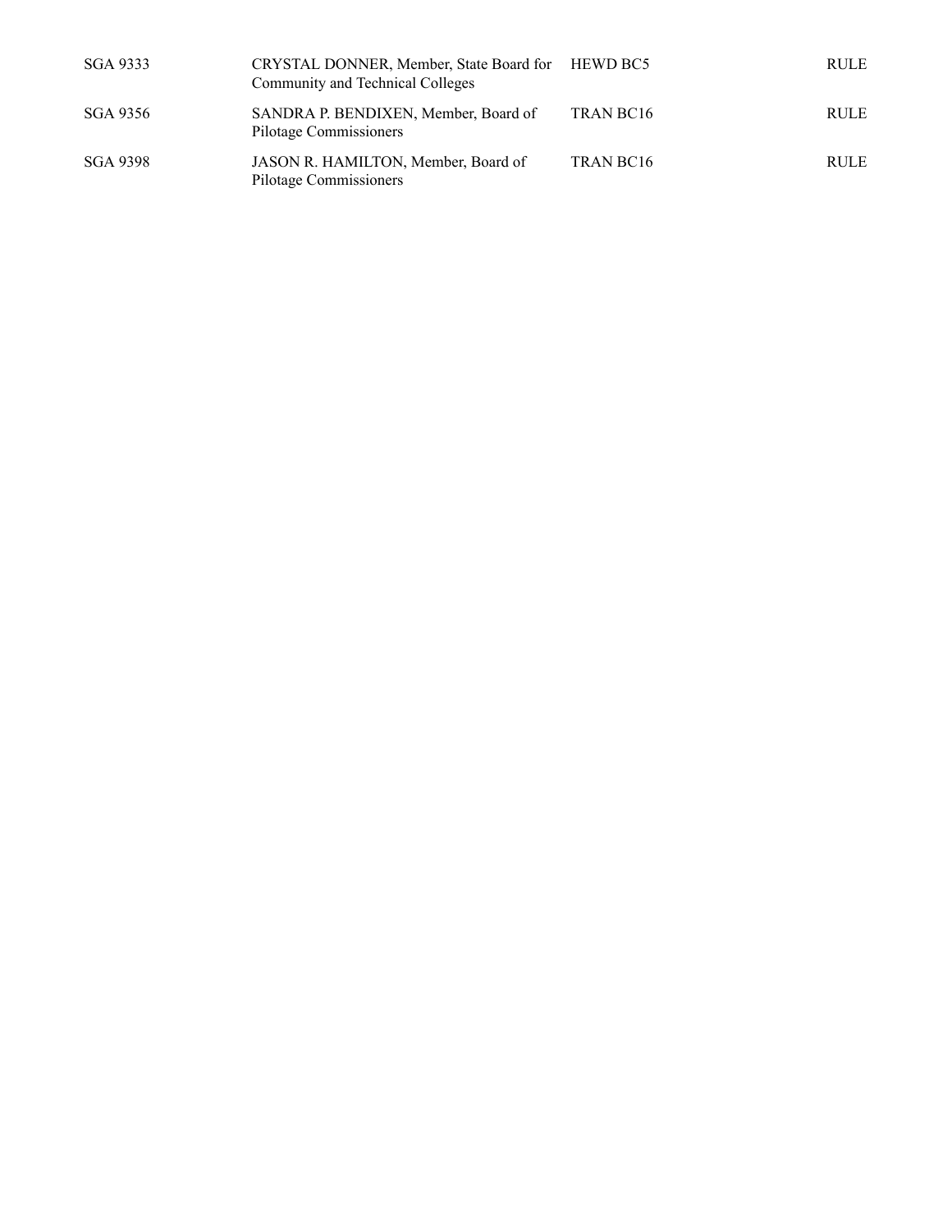| | | | |
|---|---|---|---|
| SGA 9333 | CRYSTAL DONNER, Member, State Board for Community and Technical Colleges | HEWD BC5 | RULE |
| SGA 9356 | SANDRA P. BENDIXEN, Member, Board of Pilotage Commissioners | TRAN BC16 | RULE |
| SGA 9398 | JASON R. HAMILTON, Member, Board of Pilotage Commissioners | TRAN BC16 | RULE |